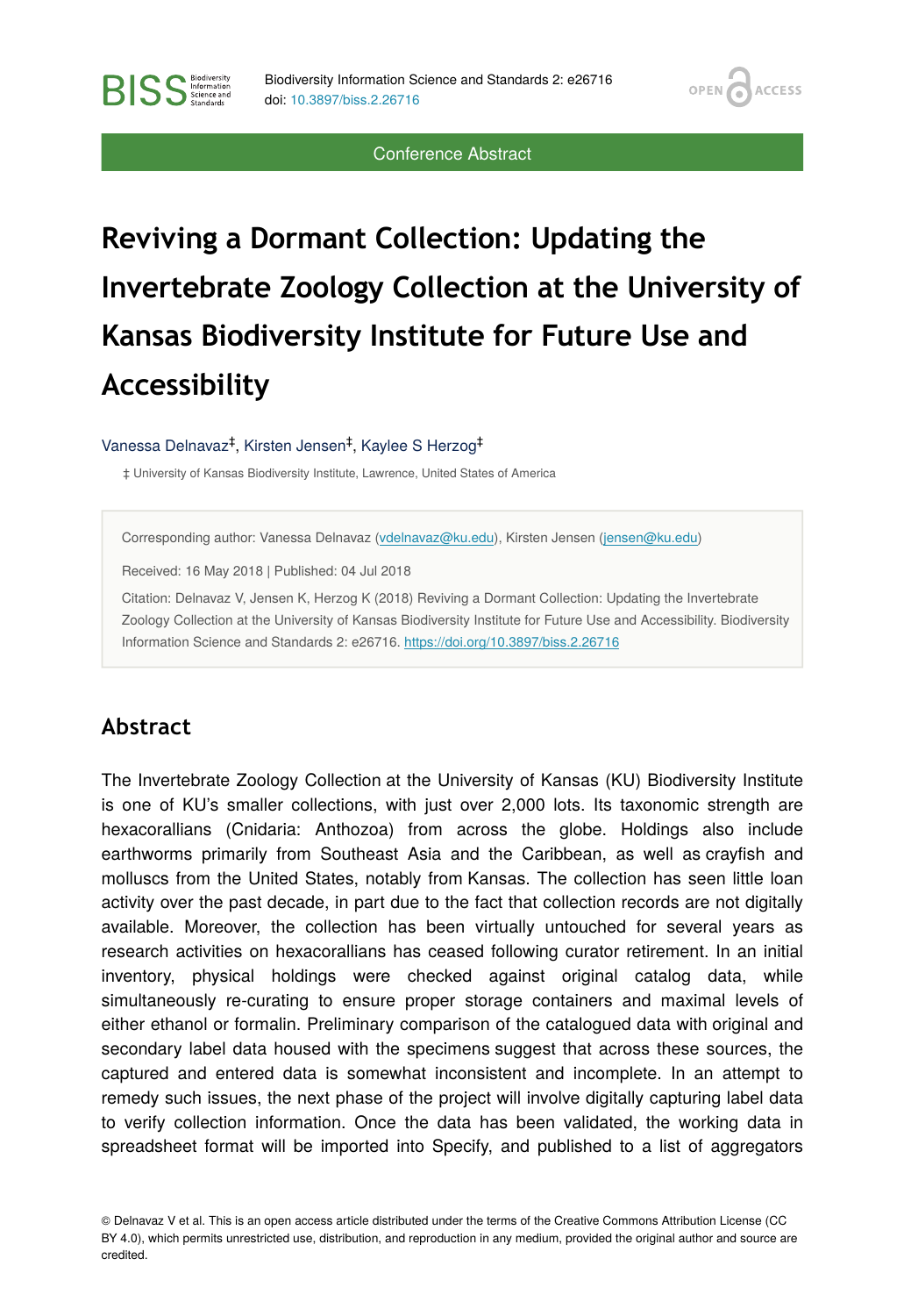Conference Abstract

# Reviving a Dormant Collection: Updating the Invertebrate Zoology Collection at the University of Kansas Biodiversity Institute for Future Use and Accessibility

Vanessa Delnavaz[‡], Kirsten Jensen[‡], Kaylee S Herzog[‡]

‡ University of Kansas Biodiversity Institute, Lawrence, United States of America

Corresponding author: Vanessa Delnavaz (vdelnavaz@ku.edu), Kirsten Jensen (jensen@ku.edu)

Received: 16 May 2018 | Published: 04 Jul 2018

Citation: Delnavaz V, Jensen K, Herzog K (2018) Reviving a Dormant Collection: Updating the Invertebrate Zoology Collection at the University of Kansas Biodiversity Institute for Future Use and Accessibility. Biodiversity Information Science and Standards 2: e26716. https://doi.org/10.3897/biss.2.26716

## Abstract

The Invertebrate Zoology Collection at the University of Kansas (KU) Biodiversity Institute is one of KU's smaller collections, with just over 2,000 lots. Its taxonomic strength are hexacorallians (Cnidaria: Anthozoa) from across the globe. Holdings also include earthworms primarily from Southeast Asia and the Caribbean, as well as crayfish and molluscs from the United States, notably from Kansas. The collection has seen little loan activity over the past decade, in part due to the fact that collection records are not digitally available. Moreover, the collection has been virtually untouched for several years as research activities on hexacorallians has ceased following curator retirement. In an initial inventory, physical holdings were checked against original catalog data, while simultaneously re-curating to ensure proper storage containers and maximal levels of either ethanol or formalin. Preliminary comparison of the catalogued data with original and secondary label data housed with the specimens suggest that across these sources, the captured and entered data is somewhat inconsistent and incomplete. In an attempt to remedy such issues, the next phase of the project will involve digitally capturing label data to verify collection information. Once the data has been validated, the working data in spreadsheet format will be imported into Specify, and published to a list of aggregators

© Delnavaz V et al. This is an open access article distributed under the terms of the Creative Commons Attribution License (CC BY 4.0), which permits unrestricted use, distribution, and reproduction in any medium, provided the original author and source are credited.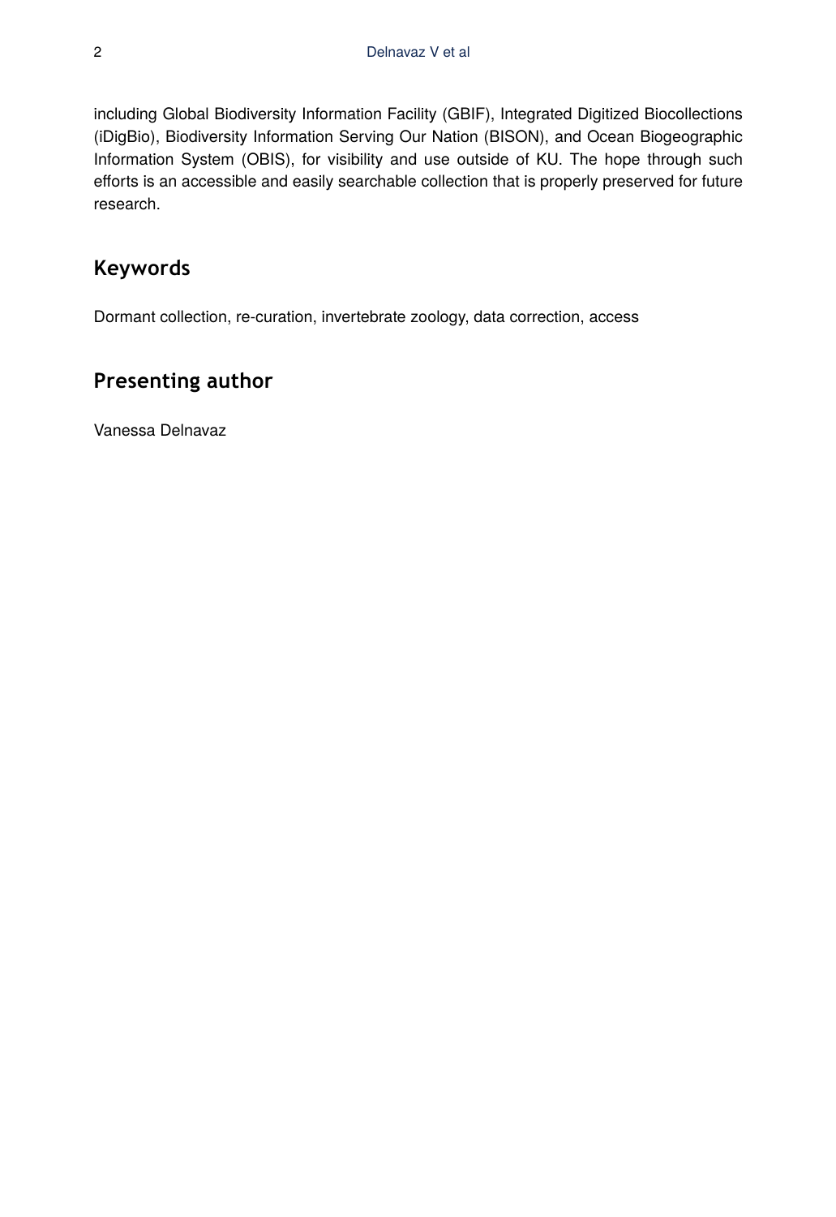including Global Biodiversity Information Facility (GBIF), Integrated Digitized Biocollections (iDigBio), Biodiversity Information Serving Our Nation (BISON), and Ocean Biogeographic Information System (OBIS), for visibility and use outside of KU. The hope through such efforts is an accessible and easily searchable collection that is properly preserved for future research.

## Keywords

Dormant collection, re-curation, invertebrate zoology, data correction, access

## Presenting author

Vanessa Delnavaz